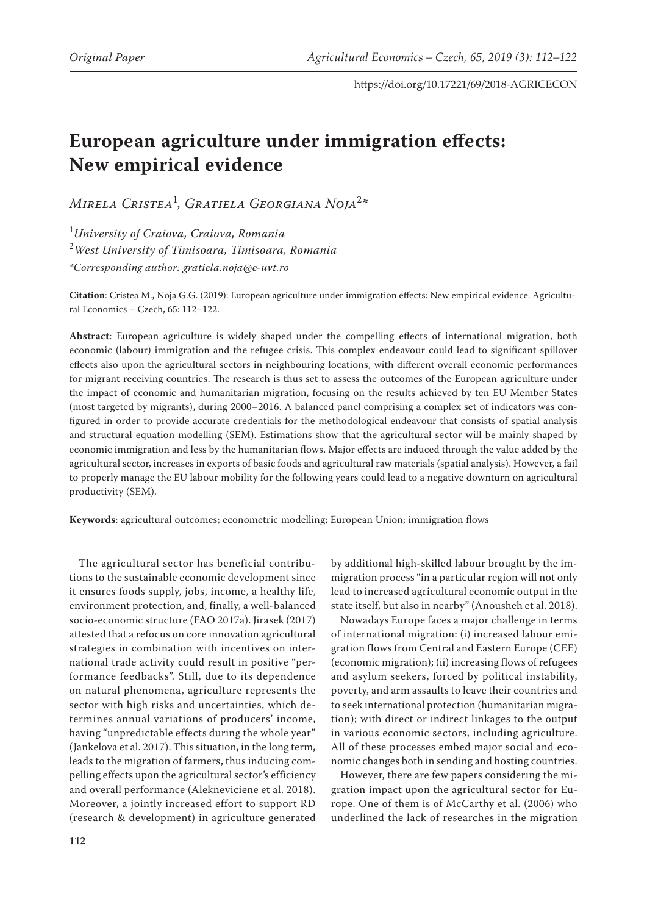# European agriculture under immigration effects: New empirical evidence

*Mirela Cristea*[1], *Gratiela Georgiana Noja*[2]*

[1]*University of Craiova, Craiova, Romania*
[2]*West University of Timisoara, Timisoara, Romania*
**Corresponding author: gratiela.noja@e-uvt.ro*

**Citation**: Cristea M., Noja G.G. (2019): European agriculture under immigration effects: New empirical evidence. Agricultural Economics – Czech, 65: 112–122.

**Abstract**: European agriculture is widely shaped under the compelling effects of international migration, both economic (labour) immigration and the refugee crisis. This complex endeavour could lead to significant spillover effects also upon the agricultural sectors in neighbouring locations, with different overall economic performances for migrant receiving countries. The research is thus set to assess the outcomes of the European agriculture under the impact of economic and humanitarian migration, focusing on the results achieved by ten EU Member States (most targeted by migrants), during 2000–2016. A balanced panel comprising a complex set of indicators was configured in order to provide accurate credentials for the methodological endeavour that consists of spatial analysis and structural equation modelling (SEM). Estimations show that the agricultural sector will be mainly shaped by economic immigration and less by the humanitarian flows. Major effects are induced through the value added by the agricultural sector, increases in exports of basic foods and agricultural raw materials (spatial analysis). However, a fail to properly manage the EU labour mobility for the following years could lead to a negative downturn on agricultural productivity (SEM).

**Keywords**: agricultural outcomes; econometric modelling; European Union; immigration flows

The agricultural sector has beneficial contributions to the sustainable economic development since it ensures foods supply, jobs, income, a healthy life, environment protection, and, finally, a well-balanced socio-economic structure (FAO 2017a). Jirasek (2017) attested that a refocus on core innovation agricultural strategies in combination with incentives on international trade activity could result in positive "performance feedbacks". Still, due to its dependence on natural phenomena, agriculture represents the sector with high risks and uncertainties, which determines annual variations of producers' income, having "unpredictable effects during the whole year" (Jankelova et al. 2017). This situation, in the long term, leads to the migration of farmers, thus inducing compelling effects upon the agricultural sector's efficiency and overall performance (Alekneviciene et al. 2018). Moreover, a jointly increased effort to support RD (research & development) in agriculture generated by additional high-skilled labour brought by the immigration process "in a particular region will not only lead to increased agricultural economic output in the state itself, but also in nearby" (Anousheh et al. 2018).

Nowadays Europe faces a major challenge in terms of international migration: (i) increased labour emigration flows from Central and Eastern Europe (CEE) (economic migration); (ii) increasing flows of refugees and asylum seekers, forced by political instability, poverty, and arm assaults to leave their countries and to seek international protection (humanitarian migration); with direct or indirect linkages to the output in various economic sectors, including agriculture. All of these processes embed major social and economic changes both in sending and hosting countries.

However, there are few papers considering the migration impact upon the agricultural sector for Europe. One of them is of McCarthy et al. (2006) who underlined the lack of researches in the migration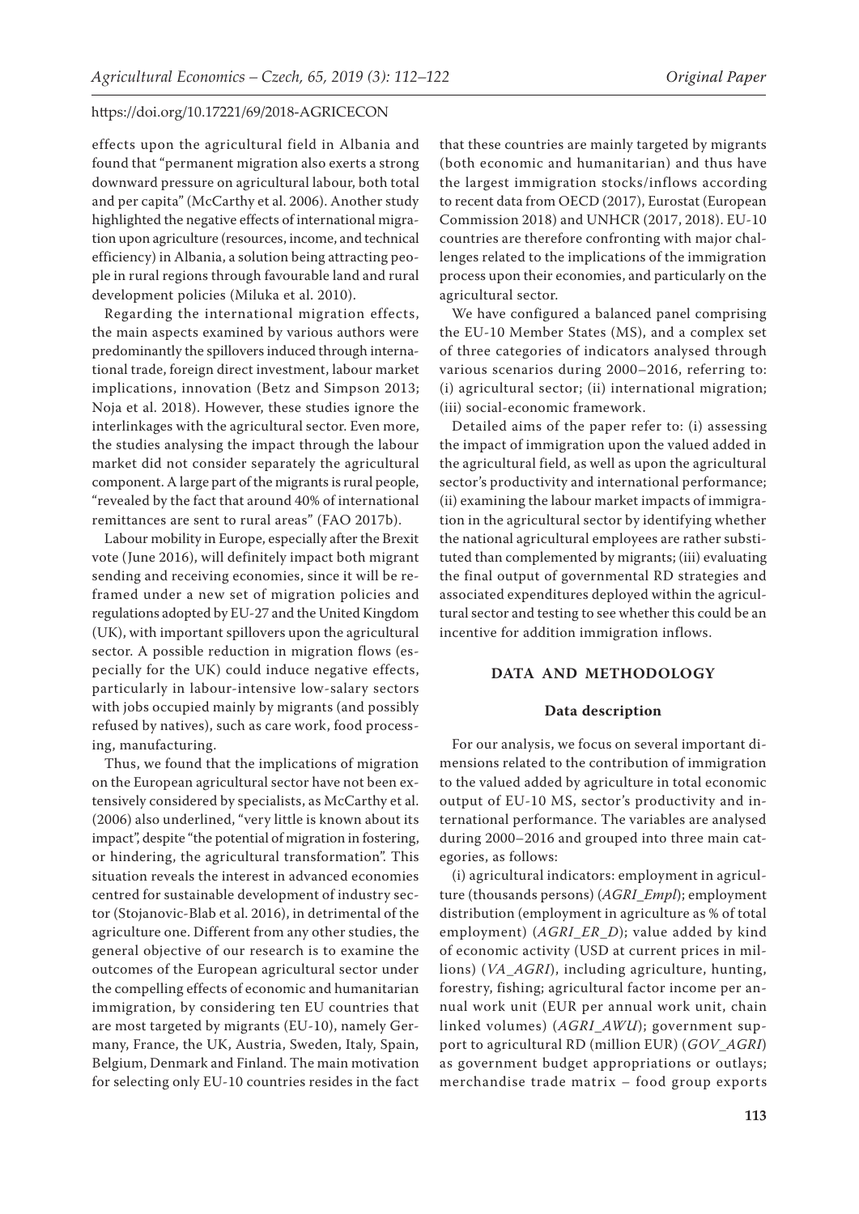effects upon the agricultural field in Albania and found that "permanent migration also exerts a strong downward pressure on agricultural labour, both total and per capita" (McCarthy et al. 2006). Another study highlighted the negative effects of international migration upon agriculture (resources, income, and technical efficiency) in Albania, a solution being attracting people in rural regions through favourable land and rural development policies (Miluka et al. 2010).

Regarding the international migration effects, the main aspects examined by various authors were predominantly the spillovers induced through international trade, foreign direct investment, labour market implications, innovation (Betz and Simpson 2013; Noja et al. 2018). However, these studies ignore the interlinkages with the agricultural sector. Even more, the studies analysing the impact through the labour market did not consider separately the agricultural component. A large part of the migrants is rural people, "revealed by the fact that around 40% of international remittances are sent to rural areas" (FAO 2017b).

Labour mobility in Europe, especially after the Brexit vote (June 2016), will definitely impact both migrant sending and receiving economies, since it will be reframed under a new set of migration policies and regulations adopted by EU-27 and the United Kingdom (UK), with important spillovers upon the agricultural sector. A possible reduction in migration flows (especially for the UK) could induce negative effects, particularly in labour-intensive low-salary sectors with jobs occupied mainly by migrants (and possibly refused by natives), such as care work, food processing, manufacturing.

Thus, we found that the implications of migration on the European agricultural sector have not been extensively considered by specialists, as McCarthy et al. (2006) also underlined, "very little is known about its impact", despite "the potential of migration in fostering, or hindering, the agricultural transformation". This situation reveals the interest in advanced economies centred for sustainable development of industry sector (Stojanovic-Blab et al. 2016), in detrimental of the agriculture one. Different from any other studies, the general objective of our research is to examine the outcomes of the European agricultural sector under the compelling effects of economic and humanitarian immigration, by considering ten EU countries that are most targeted by migrants (EU-10), namely Germany, France, the UK, Austria, Sweden, Italy, Spain, Belgium, Denmark and Finland. The main motivation for selecting only EU-10 countries resides in the fact that these countries are mainly targeted by migrants (both economic and humanitarian) and thus have the largest immigration stocks/inflows according to recent data from OECD (2017), Eurostat (European Commission 2018) and UNHCR (2017, 2018). EU-10 countries are therefore confronting with major challenges related to the implications of the immigration process upon their economies, and particularly on the agricultural sector.

We have configured a balanced panel comprising the EU-10 Member States (MS), and a complex set of three categories of indicators analysed through various scenarios during 2000–2016, referring to: (i) agricultural sector; (ii) international migration; (iii) social-economic framework.

Detailed aims of the paper refer to: (i) assessing the impact of immigration upon the valued added in the agricultural field, as well as upon the agricultural sector's productivity and international performance; (ii) examining the labour market impacts of immigration in the agricultural sector by identifying whether the national agricultural employees are rather substituted than complemented by migrants; (iii) evaluating the final output of governmental RD strategies and associated expenditures deployed within the agricultural sector and testing to see whether this could be an incentive for addition immigration inflows.

## DATA AND METHODOLOGY

### Data description

For our analysis, we focus on several important dimensions related to the contribution of immigration to the valued added by agriculture in total economic output of EU-10 MS, sector's productivity and international performance. The variables are analysed during 2000–2016 and grouped into three main categories, as follows:

(i) agricultural indicators: employment in agriculture (thousands persons) (*AGRI_Empl*); employment distribution (employment in agriculture as % of total employment) (*AGRI_ER_D*); value added by kind of economic activity (USD at current prices in millions) (*VA_AGRI*), including agriculture, hunting, forestry, fishing; agricultural factor income per annual work unit (EUR per annual work unit, chain linked volumes) (*AGRI_AWU*); government support to agricultural RD (million EUR) (*GOV_AGRI*) as government budget appropriations or outlays; merchandise trade matrix – food group exports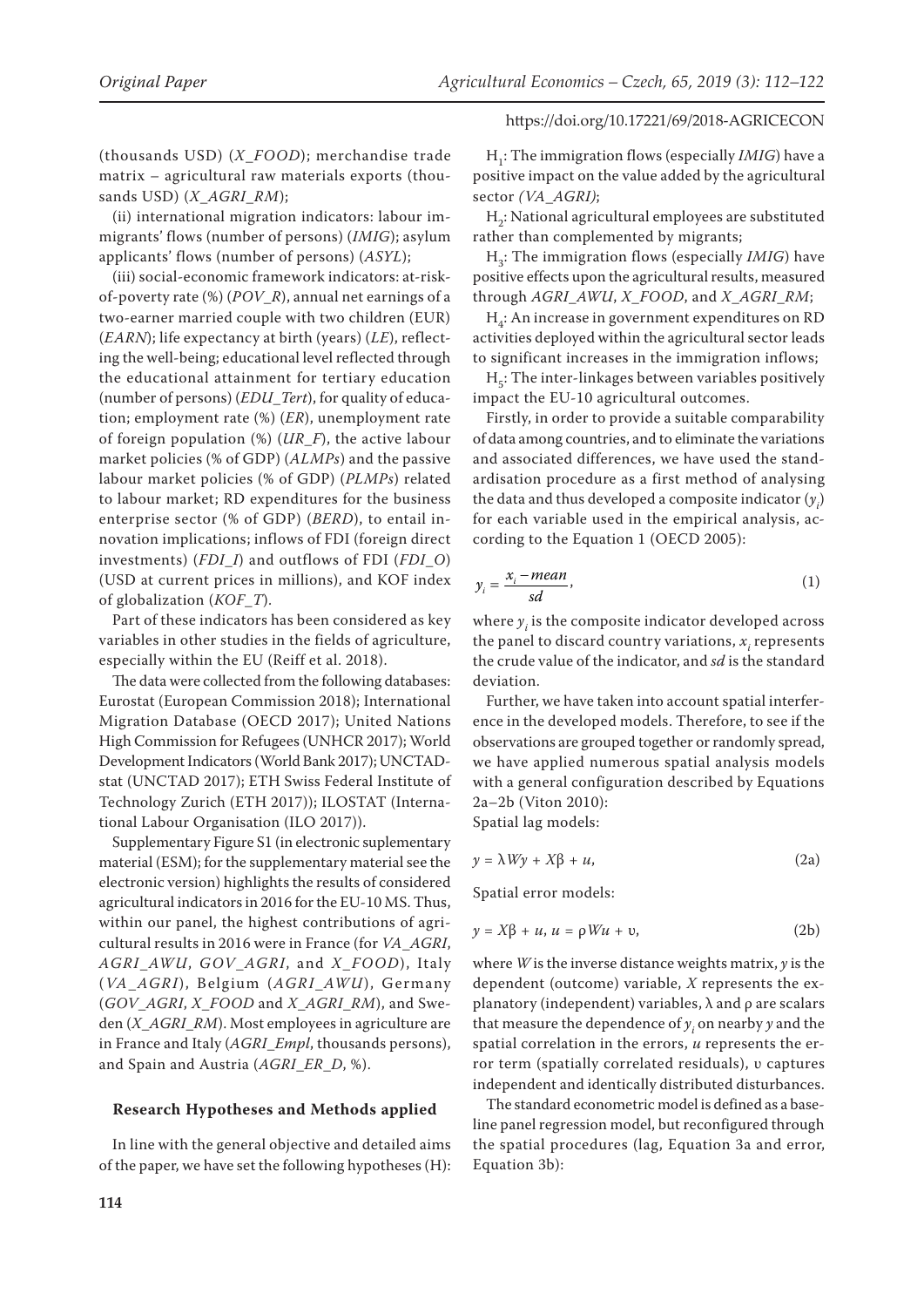(thousands USD) (*X_FOOD*); merchandise trade matrix – agricultural raw materials exports (thousands USD) (*X_AGRI_RM*);

(ii) international migration indicators: labour immigrants' flows (number of persons) (*IMIG*); asylum applicants' flows (number of persons) (*ASYL*);

(iii) social-economic framework indicators: at-risk-of-poverty rate (%) (*POV_R*), annual net earnings of a two-earner married couple with two children (EUR) (*EARN*); life expectancy at birth (years) (*LE*), reflecting the well-being; educational level reflected through the educational attainment for tertiary education (number of persons) (*EDU_Tert*), for quality of education; employment rate (%) (*ER*), unemployment rate of foreign population (%) (*UR_F*), the active labour market policies (% of GDP) (*ALMPs*) and the passive labour market policies (% of GDP) (*PLMPs*) related to labour market; RD expenditures for the business enterprise sector (% of GDP) (*BERD*), to entail innovation implications; inflows of FDI (foreign direct investments) (*FDI_I*) and outflows of FDI (*FDI_O*) (USD at current prices in millions), and KOF index of globalization (*KOF_T*).

Part of these indicators has been considered as key variables in other studies in the fields of agriculture, especially within the EU (Reiff et al. 2018).

The data were collected from the following databases: Eurostat (European Commission 2018); International Migration Database (OECD 2017); United Nations High Commission for Refugees (UNHCR 2017); World Development Indicators (World Bank 2017); UNCTADstat (UNCTAD 2017); ETH Swiss Federal Institute of Technology Zurich (ETH 2017)); ILOSTAT (International Labour Organisation (ILO 2017)).

Supplementary Figure S1 (in electronic suplementary material (ESM); for the supplementary material see the electronic version) highlights the results of considered agricultural indicators in 2016 for the EU-10 MS. Thus, within our panel, the highest contributions of agricultural results in 2016 were in France (for *VA_AGRI*, *AGRI_AWU*, *GOV_AGRI*, and *X_FOOD*), Italy (*VA_AGRI*), Belgium (*AGRI_AWU*), Germany (*GOV_AGRI*, *X_FOOD* and *X_AGRI_RM*), and Sweden (*X_AGRI_RM*). Most employees in agriculture are in France and Italy (*AGRI_Empl*, thousands persons), and Spain and Austria (*AGRI_ER_D*, %).

## Research Hypotheses and Methods applied

In line with the general objective and detailed aims of the paper, we have set the following hypotheses (H):

$H_1$: The immigration flows (especially *IMIG*) have a positive impact on the value added by the agricultural sector *(VA_AGRI)*;

$H_2$: National agricultural employees are substituted rather than complemented by migrants;

$H_3$: The immigration flows (especially *IMIG*) have positive effects upon the agricultural results, measured through *AGRI_AWU*, *X_FOOD*, and *X_AGRI_RM*;

$H_4$: An increase in government expenditures on RD activities deployed within the agricultural sector leads to significant increases in the immigration inflows;

$H_5$: The inter-linkages between variables positively impact the EU-10 agricultural outcomes.

Firstly, in order to provide a suitable comparability of data among countries, and to eliminate the variations and associated differences, we have used the standardisation procedure as a first method of analysing the data and thus developed a composite indicator ($y_i$) for each variable used in the empirical analysis, according to the Equation 1 (OECD 2005):

$$y_i = \frac{x_i - mean}{sd}, \tag{1}$$

where $y_i$ is the composite indicator developed across the panel to discard country variations, $x_i$ represents the crude value of the indicator, and *sd* is the standard deviation.

Further, we have taken into account spatial interference in the developed models. Therefore, to see if the observations are grouped together or randomly spread, we have applied numerous spatial analysis models with a general configuration described by Equations 2a–2b (Viton 2010):

Spatial lag models:

$$y = \lambda Wy + X\beta + u, \tag{2a}$$

Spatial error models:

$$y = X\beta + u,\ u = \rho Wu + \upsilon, \tag{2b}$$

where $W$ is the inverse distance weights matrix, $y$ is the dependent (outcome) variable, $X$ represents the explanatory (independent) variables, $\lambda$ and $\rho$ are scalars that measure the dependence of $y_i$ on nearby $y$ and the spatial correlation in the errors, $u$ represents the error term (spatially correlated residuals), $\upsilon$ captures independent and identically distributed disturbances.

The standard econometric model is defined as a baseline panel regression model, but reconfigured through the spatial procedures (lag, Equation 3a and error, Equation 3b):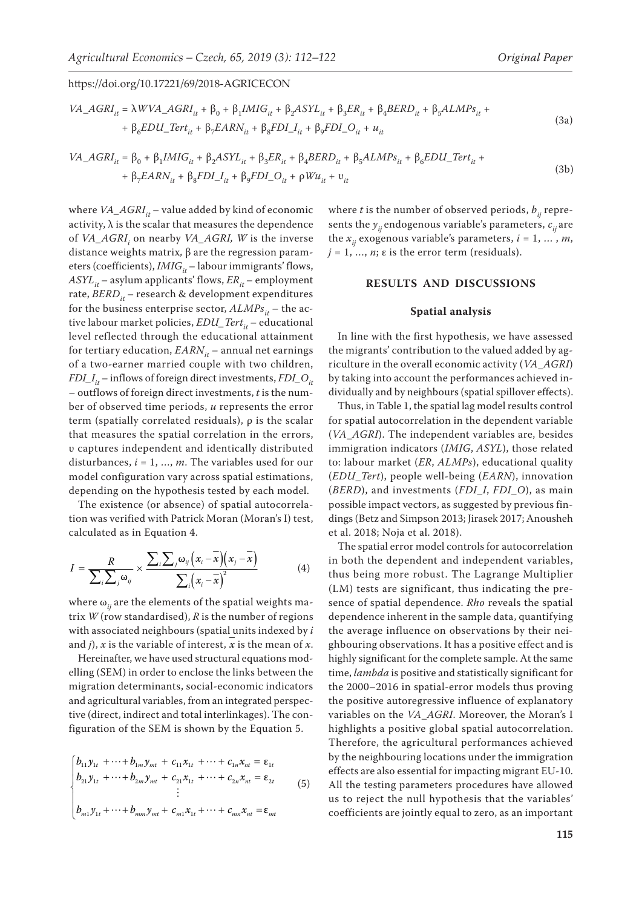https://doi.org/10.17221/69/2018-AGRICECON

$$VA\_AGRI_{it} = \lambda WVA\_AGRI_{it} + \beta_0 + \beta_1 IMIG_{it} + \beta_2 ASYL_{it} + \beta_3 ER_{it} + \beta_4 BERD_{it} + \beta_5 ALMPs_{it} + \beta_6 EDU\_Tert_{it} + \beta_7 EARN_{it} + \beta_8 FDI\_I_{it} + \beta_9 FDI\_O_{it} + u_{it} \tag{3a}$$

$$VA\_AGRI_{it} = \beta_0 + \beta_1 IMIG_{it} + \beta_2 ASYL_{it} + \beta_3 ER_{it} + \beta_4 BERD_{it} + \beta_5 ALMPs_{it} + \beta_6 EDU\_Tert_{it} + \beta_7 EARN_{it} + \beta_8 FDI\_I_{it} + \beta_9 FDI\_O_{it} + \rho W u_{it} + \upsilon_{it} \tag{3b}$$

where $VA\_AGRI_{it}$ – value added by kind of economic activity, $\lambda$ is the scalar that measures the dependence of $VA\_AGRI_i$ on nearby $VA\_AGRI$, $W$ is the inverse distance weights matrix, $\beta$ are the regression parameters (coefficients), $IMIG_{it}$ – labour immigrants' flows, $ASYL_{it}$ – asylum applicants' flows, $ER_{it}$ – employment rate, $BERD_{it}$ – research & development expenditures for the business enterprise sector, $ALMPs_{it}$ – the active labour market policies, $EDU\_Tert_{it}$ – educational level reflected through the educational attainment for tertiary education, $EARN_{it}$ – annual net earnings of a two-earner married couple with two children, $FDI\_I_{it}$ – inflows of foreign direct investments, $FDI\_O_{it}$ – outflows of foreign direct investments, $t$ is the number of observed time periods, $u$ represents the error term (spatially correlated residuals), $\rho$ is the scalar that measures the spatial correlation in the errors, $\upsilon$ captures independent and identically distributed disturbances, $i = 1, \ldots, m$. The variables used for our model configuration vary across spatial estimations, depending on the hypothesis tested by each model.

The existence (or absence) of spatial autocorrelation was verified with Patrick Moran (Moran's I) test, calculated as in Equation 4.

$$I = \frac{R}{\sum_i \sum_j \omega_{ij}} \times \frac{\sum_i \sum_j \omega_{ij} \left(x_i - \overline{x}\right)\left(x_j - \overline{x}\right)}{\sum_i \left(x_i - \overline{x}\right)^2} \tag{4}$$

where $\omega_{ij}$ are the elements of the spatial weights matrix $W$ (row standardised), $R$ is the number of regions with associated neighbours (spatial units indexed by $i$ and $j$), $x$ is the variable of interest, $\overline{x}$ is the mean of $x$.

Hereinafter, we have used structural equations modelling (SEM) in order to enclose the links between the migration determinants, social-economic indicators and agricultural variables, from an integrated perspective (direct, indirect and total interlinkages). The configuration of the SEM is shown by the Equation 5.

$$\begin{cases} b_{11} y_{1t} + \cdots + b_{1m} y_{mt} + c_{11} x_{1t} + \cdots + c_{1n} x_{nt} = \varepsilon_{1t} \\ b_{21} y_{1t} + \cdots + b_{2m} y_{mt} + c_{21} x_{1t} + \cdots + c_{2n} x_{nt} = \varepsilon_{2t} \\ \vdots \\ b_{m1} y_{1t} + \cdots + b_{mm} y_{mt} + c_{m1} x_{1t} + \cdots + c_{mn} x_{nt} = \varepsilon_{mt} \end{cases} \tag{5}$$

where $t$ is the number of observed periods, $b_{ij}$ represents the $y_{ij}$ endogenous variable's parameters, $c_{ij}$ are the $x_{ij}$ exogenous variable's parameters, $i = 1, \ldots, m$, $j = 1, \ldots, n$; $\varepsilon$ is the error term (residuals).

## RESULTS AND DISCUSSIONS

### Spatial analysis

In line with the first hypothesis, we have assessed the migrants' contribution to the valued added by agriculture in the overall economic activity (*VA_AGRI*) by taking into account the performances achieved individually and by neighbours (spatial spillover effects).

Thus, in Table 1, the spatial lag model results control for spatial autocorrelation in the dependent variable (*VA_AGRI*). The independent variables are, besides immigration indicators (*IMIG*, *ASYL*), those related to: labour market (*ER*, *ALMPs*), educational quality (*EDU_Tert*), people well-being (*EARN*), innovation (*BERD*), and investments (*FDI_I*, *FDI_O*), as main possible impact vectors, as suggested by previous findings (Betz and Simpson 2013; Jirasek 2017; Anousheh et al. 2018; Noja et al. 2018).

The spatial error model controls for autocorrelation in both the dependent and independent variables, thus being more robust. The Lagrange Multiplier (LM) tests are significant, thus indicating the presence of spatial dependence. *Rho* reveals the spatial dependence inherent in the sample data, quantifying the average influence on observations by their neighbouring observations. It has a positive effect and is highly significant for the complete sample. At the same time, *lambda* is positive and statistically significant for the 2000–2016 in spatial-error models thus proving the positive autoregressive influence of explanatory variables on the *VA_AGRI*. Moreover, the Moran's I highlights a positive global spatial autocorrelation. Therefore, the agricultural performances achieved by the neighbouring locations under the immigration effects are also essential for impacting migrant EU-10. All the testing parameters procedures have allowed us to reject the null hypothesis that the variables' coefficients are jointly equal to zero, as an important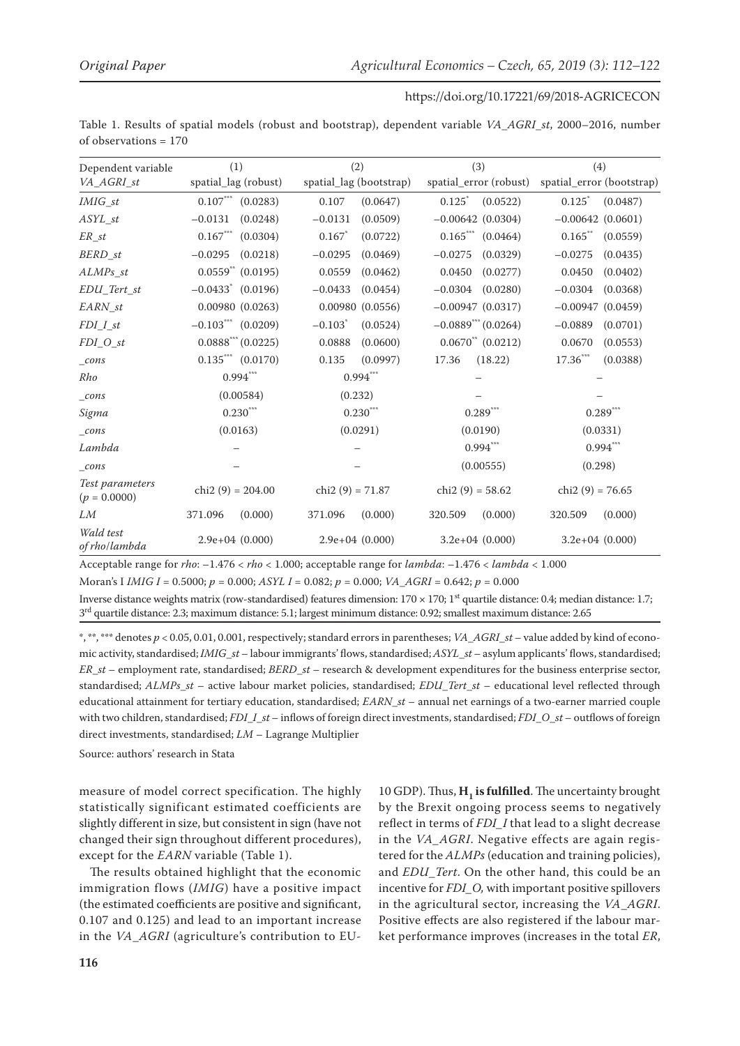Table 1. Results of spatial models (robust and bootstrap), dependent variable *VA_AGRI_st*, 2000–2016, number of observations = 170

| Dependent variable *VA_AGRI_st* | (1) spatial_lag (robust) | | (2) spatial_lag (bootstrap) | | (3) spatial_error (robust) | | (4) spatial_error (bootstrap) | |
|---|---|---|---|---|---|---|---|---|
| *IMIG_st* | $0.107^{***}$ | (0.0283) | 0.107 | (0.0647) | $0.125^{*}$ | (0.0522) | $0.125^{*}$ | (0.0487) |
| *ASYL_st* | −0.0131 | (0.0248) | −0.0131 | (0.0509) | −0.00642 | (0.0304) | −0.00642 | (0.0601) |
| *ER_st* | $0.167^{***}$ | (0.0304) | $0.167^{*}$ | (0.0722) | $0.165^{***}$ | (0.0464) | $0.165^{**}$ | (0.0559) |
| *BERD_st* | −0.0295 | (0.0218) | −0.0295 | (0.0469) | −0.0275 | (0.0329) | −0.0275 | (0.0435) |
| *ALMPs_st* | $0.0559^{**}$ | (0.0195) | 0.0559 | (0.0462) | 0.0450 | (0.0277) | 0.0450 | (0.0402) |
| *EDU_Tert_st* | $-0.0433^{*}$ | (0.0196) | −0.0433 | (0.0454) | −0.0304 | (0.0280) | −0.0304 | (0.0368) |
| *EARN_st* | 0.00980 | (0.0263) | 0.00980 | (0.0556) | −0.00947 | (0.0317) | −0.00947 | (0.0459) |
| *FDI_I_st* | $-0.103^{***}$ | (0.0209) | $-0.103^{*}$ | (0.0524) | $-0.0889^{***}$ | (0.0264) | −0.0889 | (0.0701) |
| *FDI_O_st* | $0.0888^{***}$ | (0.0225) | 0.0888 | (0.0600) | $0.0670^{**}$ | (0.0212) | 0.0670 | (0.0553) |
| *_cons* | $0.135^{***}$ | (0.0170) | 0.135 | (0.0997) | 17.36 | (18.22) | $17.36^{***}$ | (0.0388) |
| *Rho* | $0.994^{***}$ | | $0.994^{***}$ | | – | | – | |
| *_cons* | (0.00584) | | (0.232) | | – | | – | |
| *Sigma* | $0.230^{***}$ | | $0.230^{***}$ | | $0.289^{***}$ | | $0.289^{***}$ | |
| *_cons* | (0.0163) | | (0.0291) | | (0.0190) | | (0.0331) | |
| *Lambda* | – | | – | | $0.994^{***}$ | | $0.994^{***}$ | |
| *_cons* | – | | – | | (0.00555) | | (0.298) | |
| *Test parameters* ($p = 0.0000$) | chi2 (9) = 204.00 | | chi2 (9) = 71.87 | | chi2 (9) = 58.62 | | chi2 (9) = 76.65 | |
| *LM* | 371.096 | (0.000) | 371.096 | (0.000) | 320.509 | (0.000) | 320.509 | (0.000) |
| *Wald test of rho/lambda* | 2.9e+04 (0.000) | | 2.9e+04 (0.000) | | 3.2e+04 (0.000) | | 3.2e+04 (0.000) | |

Acceptable range for *rho*: −1.476 < *rho* < 1.000; acceptable range for *lambda*: −1.476 < *lambda* < 1.000

Moran's I *IMIG I* = 0.5000; $p$ = 0.000; *ASYL I* = 0.082; $p$ = 0.000; *VA_AGRI* = 0.642; $p$ = 0.000

Inverse distance weights matrix (row-standardised) features dimension: 170 × 170; 1st quartile distance: 0.4; median distance: 1.7; 3rd quartile distance: 2.3; maximum distance: 5.1; largest minimum distance: 0.92; smallest maximum distance: 2.65

*, **, *** denotes $p < 0.05$, 0.01, 0.001, respectively; standard errors in parentheses; *VA_AGRI_st* – value added by kind of economic activity, standardised; *IMIG_st* – labour immigrants' flows, standardised; *ASYL_st* – asylum applicants' flows, standardised; *ER_st* – employment rate, standardised; *BERD_st* – research & development expenditures for the business enterprise sector, standardised; *ALMPs_st* – active labour market policies, standardised; *EDU_Tert_st* – educational level reflected through educational attainment for tertiary education, standardised; *EARN_st* – annual net earnings of a two-earner married couple with two children, standardised; *FDI_I_st* – inflows of foreign direct investments, standardised; *FDI_O_st* – outflows of foreign direct investments, standardised; *LM* – Lagrange Multiplier

Source: authors' research in Stata

measure of model correct specification. The highly statistically significant estimated coefficients are slightly different in size, but consistent in sign (have not changed their sign throughout different procedures), except for the *EARN* variable (Table 1).

The results obtained highlight that the economic immigration flows (*IMIG*) have a positive impact (the estimated coefficients are positive and significant, 0.107 and 0.125) and lead to an important increase in the *VA_AGRI* (agriculture's contribution to EU-10 GDP). Thus, $\mathbf{H_1}$ **is fulfilled**. The uncertainty brought by the Brexit ongoing process seems to negatively reflect in terms of *FDI_I* that lead to a slight decrease in the *VA_AGRI*. Negative effects are again registered for the *ALMPs* (education and training policies), and *EDU_Tert*. On the other hand, this could be an incentive for *FDI_O,* with important positive spillovers in the agricultural sector, increasing the *VA_AGRI*. Positive effects are also registered if the labour market performance improves (increases in the total *ER*,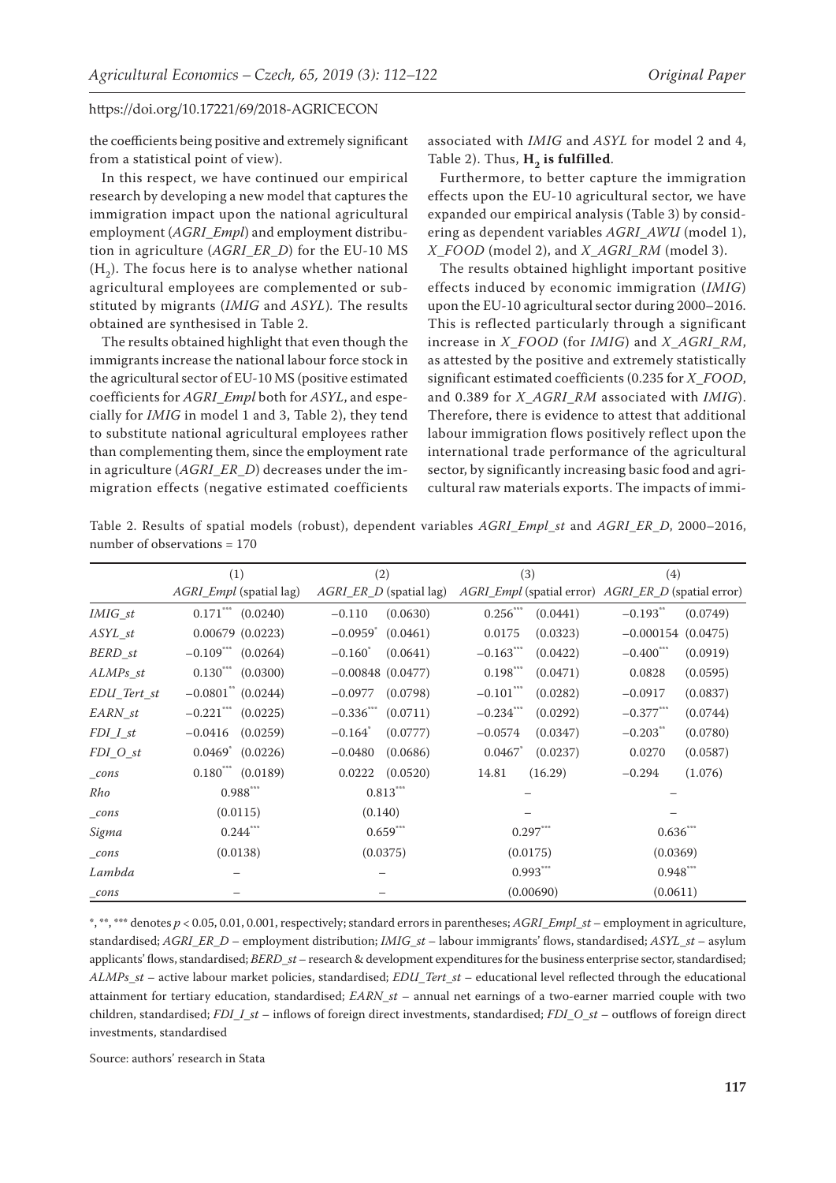the coefficients being positive and extremely significant from a statistical point of view).

In this respect, we have continued our empirical research by developing a new model that captures the immigration impact upon the national agricultural employment (*AGRI_Empl*) and employment distribution in agriculture (*AGRI_ER_D*) for the EU-10 MS ($H_2$). The focus here is to analyse whether national agricultural employees are complemented or substituted by migrants (*IMIG* and *ASYL*). The results obtained are synthesised in Table 2.

The results obtained highlight that even though the immigrants increase the national labour force stock in the agricultural sector of EU-10 MS (positive estimated coefficients for *AGRI_Empl* both for *ASYL*, and especially for *IMIG* in model 1 and 3, Table 2), they tend to substitute national agricultural employees rather than complementing them, since the employment rate in agriculture (*AGRI_ER_D*) decreases under the immigration effects (negative estimated coefficients associated with *IMIG* and *ASYL* for model 2 and 4, Table 2). Thus, **$H_2$ is fulfilled**.

Furthermore, to better capture the immigration effects upon the EU-10 agricultural sector, we have expanded our empirical analysis (Table 3) by considering as dependent variables *AGRI_AWU* (model 1), *X_FOOD* (model 2), and *X_AGRI_RM* (model 3).

The results obtained highlight important positive effects induced by economic immigration (*IMIG*) upon the EU-10 agricultural sector during 2000–2016. This is reflected particularly through a significant increase in *X_FOOD* (for *IMIG*) and *X_AGRI_RM*, as attested by the positive and extremely statistically significant estimated coefficients (0.235 for *X_FOOD*, and 0.389 for *X_AGRI_RM* associated with *IMIG*). Therefore, there is evidence to attest that additional labour immigration flows positively reflect upon the international trade performance of the agricultural sector, by significantly increasing basic food and agricultural raw materials exports. The impacts of immi-

Table 2. Results of spatial models (robust), dependent variables *AGRI_Empl_st* and *AGRI_ER_D*, 2000–2016, number of observations = 170

| | (1) | | (2) | | (3) | | (4) | |
|---|---|---|---|---|---|---|---|---|
| | *AGRI_Empl* (spatial lag) | | *AGRI_ER_D* (spatial lag) | | *AGRI_Empl* (spatial error) | | *AGRI_ER_D* (spatial error) | |
| *IMIG_st* | 0.171*** | (0.0240) | −0.110 | (0.0630) | 0.256*** | (0.0441) | −0.193** | (0.0749) |
| *ASYL_st* | 0.00679 | (0.0223) | −0.0959* | (0.0461) | 0.0175 | (0.0323) | −0.000154 | (0.0475) |
| *BERD_st* | −0.109*** | (0.0264) | −0.160* | (0.0641) | −0.163*** | (0.0422) | −0.400*** | (0.0919) |
| *ALMPs_st* | 0.130*** | (0.0300) | −0.00848 | (0.0477) | 0.198*** | (0.0471) | 0.0828 | (0.0595) |
| *EDU_Tert_st* | −0.0801** | (0.0244) | −0.0977 | (0.0798) | −0.101*** | (0.0282) | −0.0917 | (0.0837) |
| *EARN_st* | −0.221*** | (0.0225) | −0.336*** | (0.0711) | −0.234*** | (0.0292) | −0.377*** | (0.0744) |
| *FDI_I_st* | −0.0416 | (0.0259) | −0.164* | (0.0777) | −0.0574 | (0.0347) | −0.203** | (0.0780) |
| *FDI_O_st* | 0.0469* | (0.0226) | −0.0480 | (0.0686) | 0.0467* | (0.0237) | 0.0270 | (0.0587) |
| *_cons* | 0.180*** | (0.0189) | 0.0222 | (0.0520) | 14.81 | (16.29) | −0.294 | (1.076) |
| *Rho* | 0.988*** | | 0.813*** | | – | | – | |
| *_cons* | (0.0115) | | (0.140) | | – | | – | |
| *Sigma* | 0.244*** | | 0.659*** | | 0.297*** | | 0.636*** | |
| *_cons* | (0.0138) | | (0.0375) | | (0.0175) | | (0.0369) | |
| *Lambda* | – | | – | | 0.993*** | | 0.948*** | |
| *_cons* | – | | – | | (0.00690) | | (0.0611) | |

*, **, *** denotes $p < 0.05, 0.01, 0.001$, respectively; standard errors in parentheses; *AGRI_Empl_st* – employment in agriculture, standardised; *AGRI_ER_D* – employment distribution; *IMIG_st* – labour immigrants' flows, standardised; *ASYL_st* – asylum applicants' flows, standardised; *BERD_st* – research & development expenditures for the business enterprise sector, standardised; *ALMPs_st* – active labour market policies, standardised; *EDU_Tert_st* – educational level reflected through the educational attainment for tertiary education, standardised; *EARN_st* – annual net earnings of a two-earner married couple with two children, standardised; *FDI_I_st* – inflows of foreign direct investments, standardised; *FDI_O_st* – outflows of foreign direct investments, standardised

Source: authors' research in Stata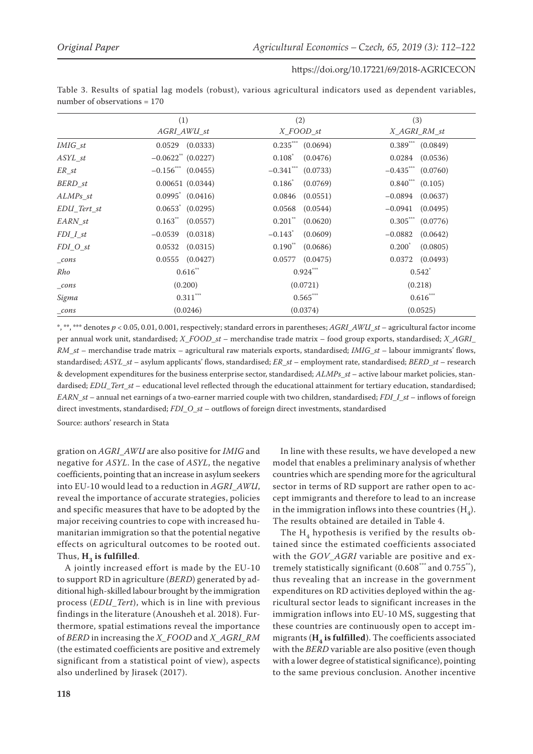Table 3. Results of spatial lag models (robust), various agricultural indicators used as dependent variables, number of observations = 170

| | (1) AGRI_AWU_st | (2) X_FOOD_st | (3) X_AGRI_RM_st |
|---|---|---|---|
| *IMIG_st* | 0.0529 (0.0333) | $0.235^{***}$ (0.0694) | $0.389^{***}$ (0.0849) |
| *ASYL_st* | $-0.0622^{**}$ (0.0227) | $0.108^{*}$ (0.0476) | 0.0284 (0.0536) |
| *ER_st* | $-0.156^{***}$ (0.0455) | $-0.341^{***}$ (0.0733) | $-0.435^{***}$ (0.0760) |
| *BERD_st* | 0.00651 (0.0344) | $0.186^{*}$ (0.0769) | $0.840^{***}$ (0.105) |
| *ALMPs_st* | $0.0995^{*}$ (0.0416) | 0.0846 (0.0551) | −0.0894 (0.0637) |
| *EDU_Tert_st* | $0.0653^{*}$ (0.0295) | 0.0568 (0.0544) | −0.0941 (0.0495) |
| *EARN_st* | $0.163^{**}$ (0.0557) | $0.201^{**}$ (0.0620) | $0.305^{***}$ (0.0776) |
| *FDI_I_st* | −0.0539 (0.0318) | $-0.143^{*}$ (0.0609) | −0.0882 (0.0642) |
| *FDI_O_st* | 0.0532 (0.0315) | $0.190^{**}$ (0.0686) | $0.200^{*}$ (0.0805) |
| *_cons* | 0.0555 (0.0427) | 0.0577 (0.0475) | 0.0372 (0.0493) |
| *Rho* | $0.616^{**}$ | $0.924^{***}$ | $0.542^{*}$ |
| *_cons* | (0.200) | (0.0721) | (0.218) |
| *Sigma* | $0.311^{***}$ | $0.565^{***}$ | $0.616^{***}$ |
| *_cons* | (0.0246) | (0.0374) | (0.0525) |

*, **, *** denotes $p < 0.05$, 0.01, 0.001, respectively; standard errors in parentheses; *AGRI_AWU_st* – agricultural factor income per annual work unit, standardised; *X_FOOD_st* – merchandise trade matrix – food group exports, standardised; *X_AGRI_RM_st* – merchandise trade matrix – agricultural raw materials exports, standardised; *IMIG_st* – labour immigrants' flows, standardised; *ASYL_st* – asylum applicants' flows, standardised; *ER_st* – employment rate, standardised; *BERD_st* – research & development expenditures for the business enterprise sector, standardised; *ALMPs_st* – active labour market policies, standardised; *EDU_Tert_st* – educational level reflected through the educational attainment for tertiary education, standardised; *EARN_st* – annual net earnings of a two-earner married couple with two children, standardised; *FDI_I_st* – inflows of foreign direct investments, standardised; *FDI_O_st* – outflows of foreign direct investments, standardised

Source: authors' research in Stata

gration on *AGRI_AWU* are also positive for *IMIG* and negative for *ASYL*. In the case of *ASYL*, the negative coefficients, pointing that an increase in asylum seekers into EU-10 would lead to a reduction in *AGRI_AWU*, reveal the importance of accurate strategies, policies and specific measures that have to be adopted by the major receiving countries to cope with increased humanitarian immigration so that the potential negative effects on agricultural outcomes to be rooted out. Thus, **$H_3$ is fulfilled**.

A jointly increased effort is made by the EU-10 to support RD in agriculture (*BERD*) generated by additional high-skilled labour brought by the immigration process (*EDU_Tert*), which is in line with previous findings in the literature (Anousheh et al. 2018). Furthermore, spatial estimations reveal the importance of *BERD* in increasing the *X_FOOD* and *X_AGRI_RM* (the estimated coefficients are positive and extremely significant from a statistical point of view), aspects also underlined by Jirasek (2017).

In line with these results, we have developed a new model that enables a preliminary analysis of whether countries which are spending more for the agricultural sector in terms of RD support are rather open to accept immigrants and therefore to lead to an increase in the immigration inflows into these countries ($H_4$). The results obtained are detailed in Table 4.

The $H_4$ hypothesis is verified by the results obtained since the estimated coefficients associated with the *GOV_AGRI* variable are positive and extremely statistically significant ($0.608^{***}$ and $0.755^{**}$), thus revealing that an increase in the government expenditures on RD activities deployed within the agricultural sector leads to significant increases in the immigration inflows into EU-10 MS, suggesting that these countries are continuously open to accept immigrants (**$H_4$ is fulfilled**). The coefficients associated with the *BERD* variable are also positive (even though with a lower degree of statistical significance), pointing to the same previous conclusion. Another incentive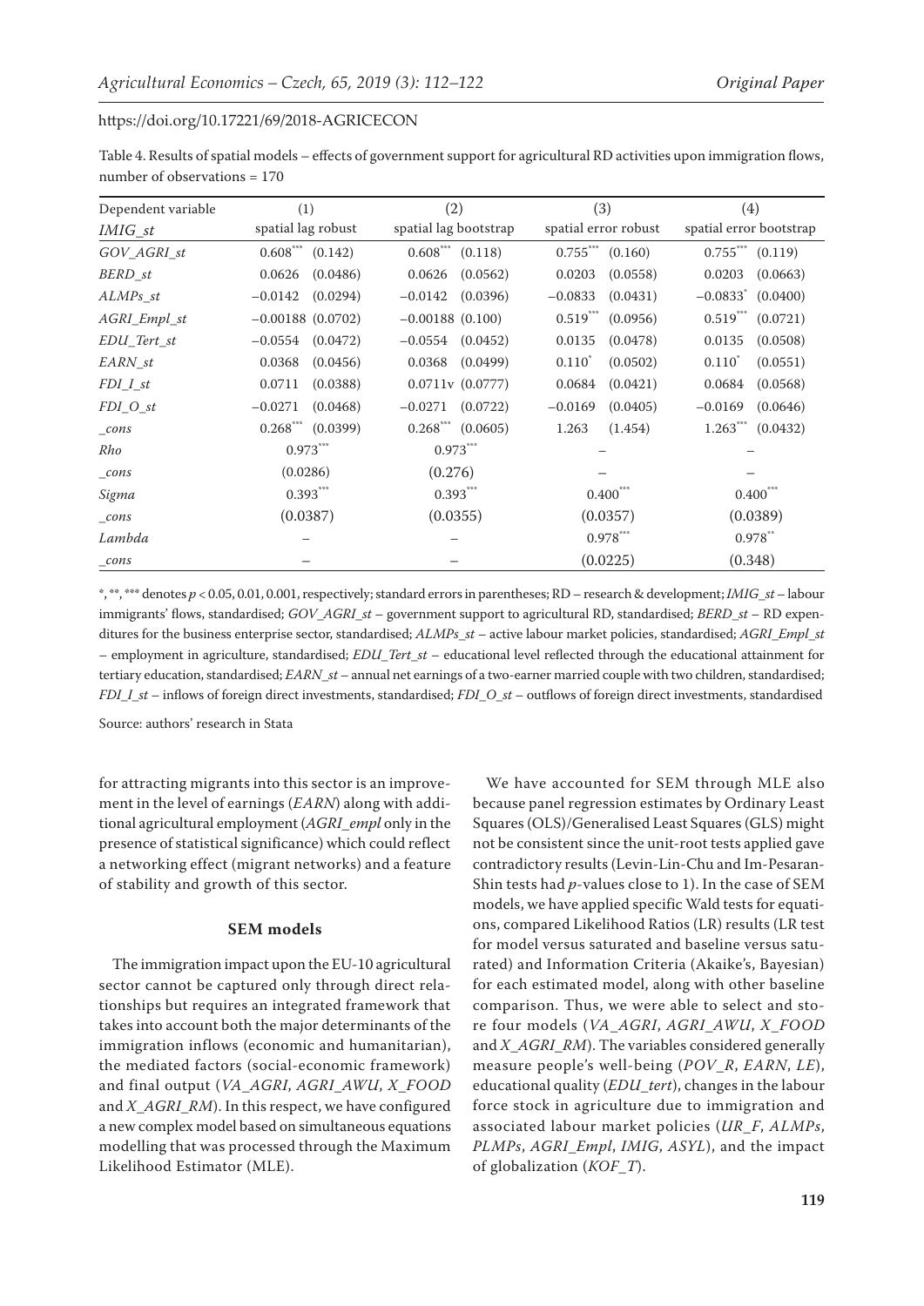Table 4. Results of spatial models – effects of government support for agricultural RD activities upon immigration flows, number of observations = 170

| Dependent variable | (1) | | (2) | | (3) | | (4) | |
|---|---|---|---|---|---|---|---|---|
| *IMIG_st* | spatial lag robust | | spatial lag bootstrap | | spatial error robust | | spatial error bootstrap | |
| *GOV_AGRI_st* | $0.608^{***}$ | (0.142) | $0.608^{***}$ | (0.118) | $0.755^{***}$ | (0.160) | $0.755^{***}$ | (0.119) |
| *BERD_st* | 0.0626 | (0.0486) | 0.0626 | (0.0562) | 0.0203 | (0.0558) | 0.0203 | (0.0663) |
| *ALMPs_st* | −0.0142 | (0.0294) | −0.0142 | (0.0396) | −0.0833 | (0.0431) | $-0.0833^{*}$ | (0.0400) |
| *AGRI_Empl_st* | −0.00188 | (0.0702) | −0.00188 | (0.100) | $0.519^{***}$ | (0.0956) | $0.519^{***}$ | (0.0721) |
| *EDU_Tert_st* | −0.0554 | (0.0472) | −0.0554 | (0.0452) | 0.0135 | (0.0478) | 0.0135 | (0.0508) |
| *EARN_st* | 0.0368 | (0.0456) | 0.0368 | (0.0499) | $0.110^{*}$ | (0.0502) | $0.110^{*}$ | (0.0551) |
| *FDI_I_st* | 0.0711 | (0.0388) | 0.0711v | (0.0777) | 0.0684 | (0.0421) | 0.0684 | (0.0568) |
| *FDI_O_st* | −0.0271 | (0.0468) | −0.0271 | (0.0722) | −0.0169 | (0.0405) | −0.0169 | (0.0646) |
| *_cons* | $0.268^{***}$ | (0.0399) | $0.268^{***}$ | (0.0605) | 1.263 | (1.454) | $1.263^{***}$ | (0.0432) |
| *Rho* | $0.973^{***}$ | | $0.973^{***}$ | | – | | – | |
| *_cons* | (0.0286) | | (0.276) | | – | | – | |
| *Sigma* | $0.393^{***}$ | | $0.393^{***}$ | | $0.400^{***}$ | | $0.400^{***}$ | |
| *_cons* | (0.0387) | | (0.0355) | | (0.0357) | | (0.0389) | |
| *Lambda* | – | | – | | $0.978^{***}$ | | $0.978^{**}$ | |
| *_cons* | – | | – | | (0.0225) | | (0.348) | |

\*, \*\*, \*\*\* denotes $p < 0.05$, 0.01, 0.001, respectively; standard errors in parentheses; RD – research & development; *IMIG_st* – labour immigrants' flows, standardised; *GOV_AGRI_st* – government support to agricultural RD, standardised; *BERD_st* – RD expenditures for the business enterprise sector, standardised; *ALMPs_st* – active labour market policies, standardised; *AGRI_Empl_st* – employment in agriculture, standardised; *EDU_Tert_st* – educational level reflected through the educational attainment for tertiary education, standardised; *EARN_st* – annual net earnings of a two-earner married couple with two children, standardised; *FDI_I_st* – inflows of foreign direct investments, standardised; *FDI_O_st* – outflows of foreign direct investments, standardised

Source: authors' research in Stata

for attracting migrants into this sector is an improvement in the level of earnings (*EARN*) along with additional agricultural employment (*AGRI_empl* only in the presence of statistical significance) which could reflect a networking effect (migrant networks) and a feature of stability and growth of this sector.

### SEM models

The immigration impact upon the EU-10 agricultural sector cannot be captured only through direct relationships but requires an integrated framework that takes into account both the major determinants of the immigration inflows (economic and humanitarian), the mediated factors (social-economic framework) and final output (*VA_AGRI*, *AGRI_AWU*, *X_FOOD* and *X_AGRI_RM*). In this respect, we have configured a new complex model based on simultaneous equations modelling that was processed through the Maximum Likelihood Estimator (MLE).

We have accounted for SEM through MLE also because panel regression estimates by Ordinary Least Squares (OLS)/Generalised Least Squares (GLS) might not be consistent since the unit-root tests applied gave contradictory results (Levin-Lin-Chu and Im-Pesaran-Shin tests had *p*-values close to 1). In the case of SEM models, we have applied specific Wald tests for equations, compared Likelihood Ratios (LR) results (LR test for model versus saturated and baseline versus saturated) and Information Criteria (Akaike's, Bayesian) for each estimated model, along with other baseline comparison. Thus, we were able to select and store four models (*VA_AGRI*, *AGRI_AWU*, *X_FOOD* and *X_AGRI_RM*). The variables considered generally measure people's well-being (*POV_R*, *EARN*, *LE*), educational quality (*EDU_tert*), changes in the labour force stock in agriculture due to immigration and associated labour market policies (*UR_F*, *ALMPs*, *PLMPs*, *AGRI_Empl*, *IMIG*, *ASYL*), and the impact of globalization (*KOF_T*).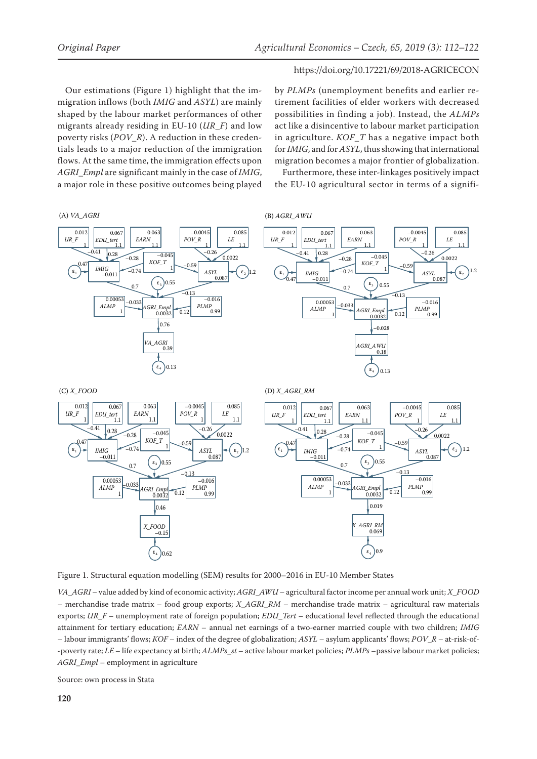Our estimations (Figure 1) highlight that the immigration inflows (both *IMIG* and *ASYL*) are mainly shaped by the labour market performances of other migrants already residing in EU-10 (*UR_F*) and low poverty risks (*POV_R*). A reduction in these credentials leads to a major reduction of the immigration flows. At the same time, the immigration effects upon *AGRI_Empl* are significant mainly in the case of *IMIG*, a major role in these positive outcomes being played by *PLMPs* (unemployment benefits and earlier retirement facilities of elder workers with decreased possibilities in finding a job). Instead, the *ALMPs* act like a disincentive to labour market participation in agriculture. *KOF_T* has a negative impact both for *IMIG*, and for *ASYL*, thus showing that international migration becomes a major frontier of globalization.

Furthermore, these inter-linkages positively impact the EU-10 agricultural sector in terms of a signifi-

(A) *VA_AGRI*

(B) *AGRI_AWU*

(C) *X_FOOD*

(D) *X_AGRI_RM*

Figure 1. Structural equation modelling (SEM) results for 2000–2016 in EU-10 Member States

*VA_AGRI* – value added by kind of economic activity; *AGRI_AWU* – agricultural factor income per annual work unit; *X_FOOD* – merchandise trade matrix – food group exports; *X_AGRI_RM* – merchandise trade matrix – agricultural raw materials exports; *UR_F* – unemployment rate of foreign population; *EDU_Tert* – educational level reflected through the educational attainment for tertiary education; *EARN* – annual net earnings of a two-earner married couple with two children; *IMIG* – labour immigrants' flows; *KOF* – index of the degree of globalization; *ASYL* – asylum applicants' flows; *POV_R* – at-risk-of--poverty rate; *LE* – life expectancy at birth; *ALMPs_st* – active labour market policies; *PLMPs* –passive labour market policies; *AGRI_Empl* – employment in agriculture

Source: own process in Stata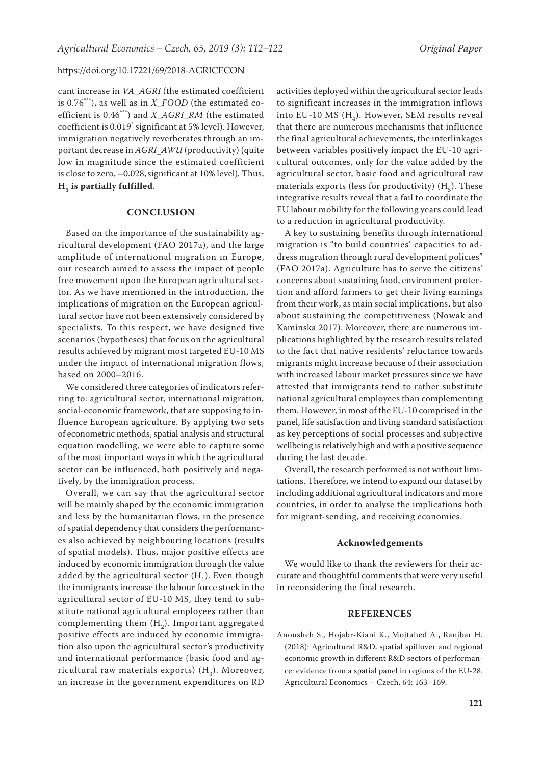cant increase in *VA_AGRI* (the estimated coefficient is $0.76^{***}$), as well as in *X_FOOD* (the estimated coefficient is $0.46^{***}$) and *X_AGRI_RM* (the estimated coefficient is $0.019^{*}$ significant at 5% level). However, immigration negatively reverberates through an important decrease in *AGRI_AWU* (productivity) (quite low in magnitude since the estimated coefficient is close to zero, –0.028, significant at 10% level). Thus, **$H_5$ is partially fulfilled**.

## CONCLUSION

Based on the importance of the sustainability agricultural development (FAO 2017a), and the large amplitude of international migration in Europe, our research aimed to assess the impact of people free movement upon the European agricultural sector. As we have mentioned in the introduction, the implications of migration on the European agricultural sector have not been extensively considered by specialists. To this respect, we have designed five scenarios (hypotheses) that focus on the agricultural results achieved by migrant most targeted EU-10 MS under the impact of international migration flows, based on 2000–2016.

We considered three categories of indicators referring to: agricultural sector, international migration, social-economic framework, that are supposing to influence European agriculture. By applying two sets of econometric methods, spatial analysis and structural equation modelling, we were able to capture some of the most important ways in which the agricultural sector can be influenced, both positively and negatively, by the immigration process.

Overall, we can say that the agricultural sector will be mainly shaped by the economic immigration and less by the humanitarian flows, in the presence of spatial dependency that considers the performances also achieved by neighbouring locations (results of spatial models). Thus, major positive effects are induced by economic immigration through the value added by the agricultural sector ($H_1$). Even though the immigrants increase the labour force stock in the agricultural sector of EU-10 MS, they tend to substitute national agricultural employees rather than complementing them ($H_2$). Important aggregated positive effects are induced by economic immigration also upon the agricultural sector's productivity and international performance (basic food and agricultural raw materials exports) ($H_3$). Moreover, an increase in the government expenditures on RD activities deployed within the agricultural sector leads to significant increases in the immigration inflows into EU-10 MS ($H_4$). However, SEM results reveal that there are numerous mechanisms that influence the final agricultural achievements, the interlinkages between variables positively impact the EU-10 agricultural outcomes, only for the value added by the agricultural sector, basic food and agricultural raw materials exports (less for productivity) ($H_5$). These integrative results reveal that a fail to coordinate the EU labour mobility for the following years could lead to a reduction in agricultural productivity.

A key to sustaining benefits through international migration is "to build countries' capacities to address migration through rural development policies" (FAO 2017a). Agriculture has to serve the citizens' concerns about sustaining food, environment protection and afford farmers to get their living earnings from their work, as main social implications, but also about sustaining the competitiveness (Nowak and Kaminska 2017). Moreover, there are numerous implications highlighted by the research results related to the fact that native residents' reluctance towards migrants might increase because of their association with increased labour market pressures since we have attested that immigrants tend to rather substitute national agricultural employees than complementing them. However, in most of the EU-10 comprised in the panel, life satisfaction and living standard satisfaction as key perceptions of social processes and subjective wellbeing is relatively high and with a positive sequence during the last decade.

Overall, the research performed is not without limitations. Therefore, we intend to expand our dataset by including additional agricultural indicators and more countries, in order to analyse the implications both for migrant-sending, and receiving economies.

### Acknowledgements

We would like to thank the reviewers for their accurate and thoughtful comments that were very useful in reconsidering the final research.

## REFERENCES

Anousheh S., Hojabr-Kiani K., Mojtahed A., Ranjbar H. (2018): Agricultural R&D, spatial spillover and regional economic growth in different R&D sectors of performance: evidence from a spatial panel in regions of the EU-28. Agricultural Economics – Czech, 64: 163–169.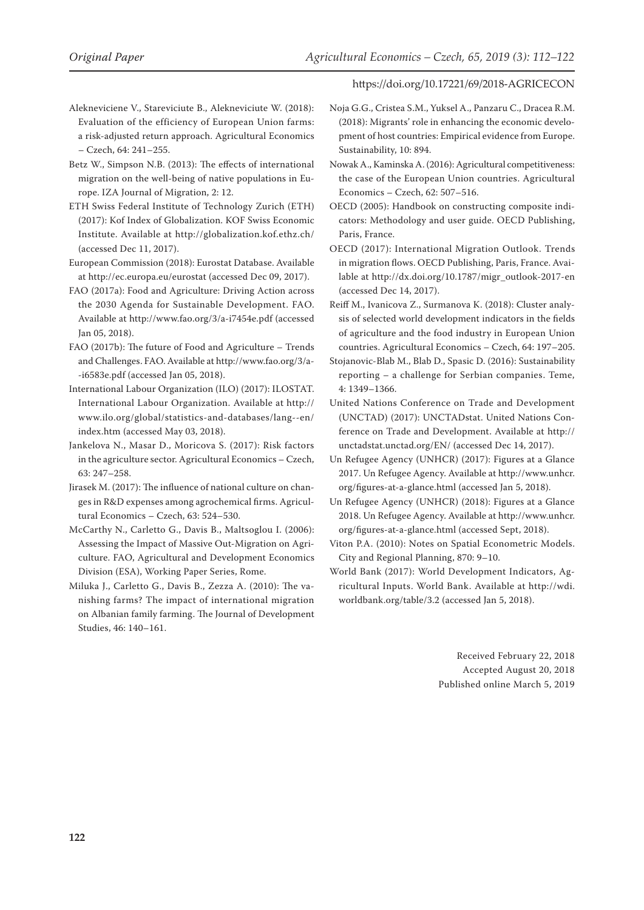Alekneviciene V., Stareviciute B., Alekneviciute W. (2018): Evaluation of the efficiency of European Union farms: a risk-adjusted return approach. Agricultural Economics – Czech, 64: 241–255.

Betz W., Simpson N.B. (2013): The effects of international migration on the well-being of native populations in Europe. IZA Journal of Migration, 2: 12.

ETH Swiss Federal Institute of Technology Zurich (ETH) (2017): Kof Index of Globalization. KOF Swiss Economic Institute. Available at http://globalization.kof.ethz.ch/ (accessed Dec 11, 2017).

European Commission (2018): Eurostat Database. Available at http://ec.europa.eu/eurostat (accessed Dec 09, 2017).

FAO (2017a): Food and Agriculture: Driving Action across the 2030 Agenda for Sustainable Development. FAO. Available at http://www.fao.org/3/a-i7454e.pdf (accessed Jan 05, 2018).

FAO (2017b): The future of Food and Agriculture – Trends and Challenges. FAO. Available at http://www.fao.org/3/a--i6583e.pdf (accessed Jan 05, 2018).

International Labour Organization (ILO) (2017): ILOSTAT. International Labour Organization. Available at http://www.ilo.org/global/statistics-and-databases/lang--en/index.htm (accessed May 03, 2018).

Jankelova N., Masar D., Moricova S. (2017): Risk factors in the agriculture sector. Agricultural Economics – Czech, 63: 247–258.

Jirasek M. (2017): The influence of national culture on changes in R&D expenses among agrochemical firms. Agricultural Economics – Czech, 63: 524–530.

McCarthy N., Carletto G., Davis B., Maltsoglou I. (2006): Assessing the Impact of Massive Out-Migration on Agriculture. FAO, Agricultural and Development Economics Division (ESA), Working Paper Series, Rome.

Miluka J., Carletto G., Davis B., Zezza A. (2010): The vanishing farms? The impact of international migration on Albanian family farming. The Journal of Development Studies, 46: 140–161.

Noja G.G., Cristea S.M., Yuksel A., Panzaru C., Dracea R.M. (2018): Migrants' role in enhancing the economic development of host countries: Empirical evidence from Europe. Sustainability, 10: 894.

Nowak A., Kaminska A. (2016): Agricultural competitiveness: the case of the European Union countries. Agricultural Economics – Czech, 62: 507–516.

OECD (2005): Handbook on constructing composite indicators: Methodology and user guide. OECD Publishing, Paris, France.

OECD (2017): International Migration Outlook. Trends in migration flows. OECD Publishing, Paris, France. Available at http://dx.doi.org/10.1787/migr_outlook-2017-en (accessed Dec 14, 2017).

Reiff M., Ivanicova Z., Surmanova K. (2018): Cluster analysis of selected world development indicators in the fields of agriculture and the food industry in European Union countries. Agricultural Economics – Czech, 64: 197–205.

Stojanovic-Blab M., Blab D., Spasic D. (2016): Sustainability reporting – a challenge for Serbian companies. Teme, 4: 1349–1366.

United Nations Conference on Trade and Development (UNCTAD) (2017): UNCTADstat. United Nations Conference on Trade and Development. Available at http://unctadstat.unctad.org/EN/ (accessed Dec 14, 2017).

Un Refugee Agency (UNHCR) (2017): Figures at a Glance 2017. Un Refugee Agency. Available at http://www.unhcr.org/figures-at-a-glance.html (accessed Jan 5, 2018).

Un Refugee Agency (UNHCR) (2018): Figures at a Glance 2018. Un Refugee Agency. Available at http://www.unhcr.org/figures-at-a-glance.html (accessed Sept, 2018).

Viton P.A. (2010): Notes on Spatial Econometric Models. City and Regional Planning, 870: 9–10.

World Bank (2017): World Development Indicators, Agricultural Inputs. World Bank. Available at http://wdi.worldbank.org/table/3.2 (accessed Jan 5, 2018).

Received February 22, 2018
Accepted August 20, 2018
Published online March 5, 2019